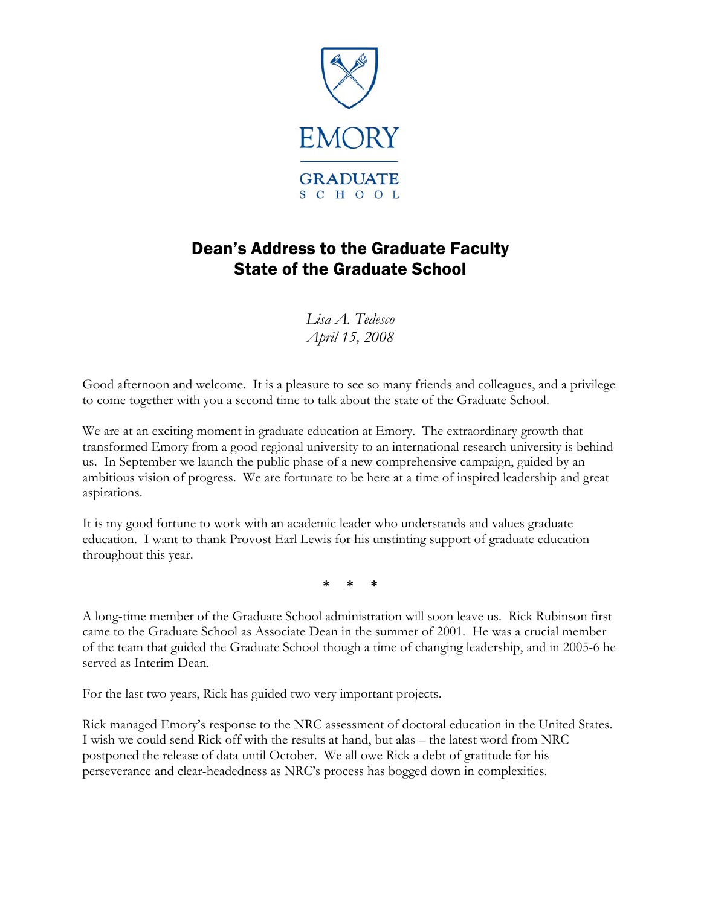EMORY

GRADUATE SCHOOL

# Dean's Address to the Graduate Faculty
# State of the Graduate School

*Lisa A. Tedesco*
*April 15, 2008*

Good afternoon and welcome. It is a pleasure to see so many friends and colleagues, and a privilege to come together with you a second time to talk about the state of the Graduate School.

We are at an exciting moment in graduate education at Emory. The extraordinary growth that transformed Emory from a good regional university to an international research university is behind us. In September we launch the public phase of a new comprehensive campaign, guided by an ambitious vision of progress. We are fortunate to be here at a time of inspired leadership and great aspirations.

It is my good fortune to work with an academic leader who understands and values graduate education. I want to thank Provost Earl Lewis for his unstinting support of graduate education throughout this year.

\* \* \*

A long-time member of the Graduate School administration will soon leave us. Rick Rubinson first came to the Graduate School as Associate Dean in the summer of 2001. He was a crucial member of the team that guided the Graduate School though a time of changing leadership, and in 2005-6 he served as Interim Dean.

For the last two years, Rick has guided two very important projects.

Rick managed Emory's response to the NRC assessment of doctoral education in the United States. I wish we could send Rick off with the results at hand, but alas – the latest word from NRC postponed the release of data until October. We all owe Rick a debt of gratitude for his perseverance and clear-headedness as NRC's process has bogged down in complexities.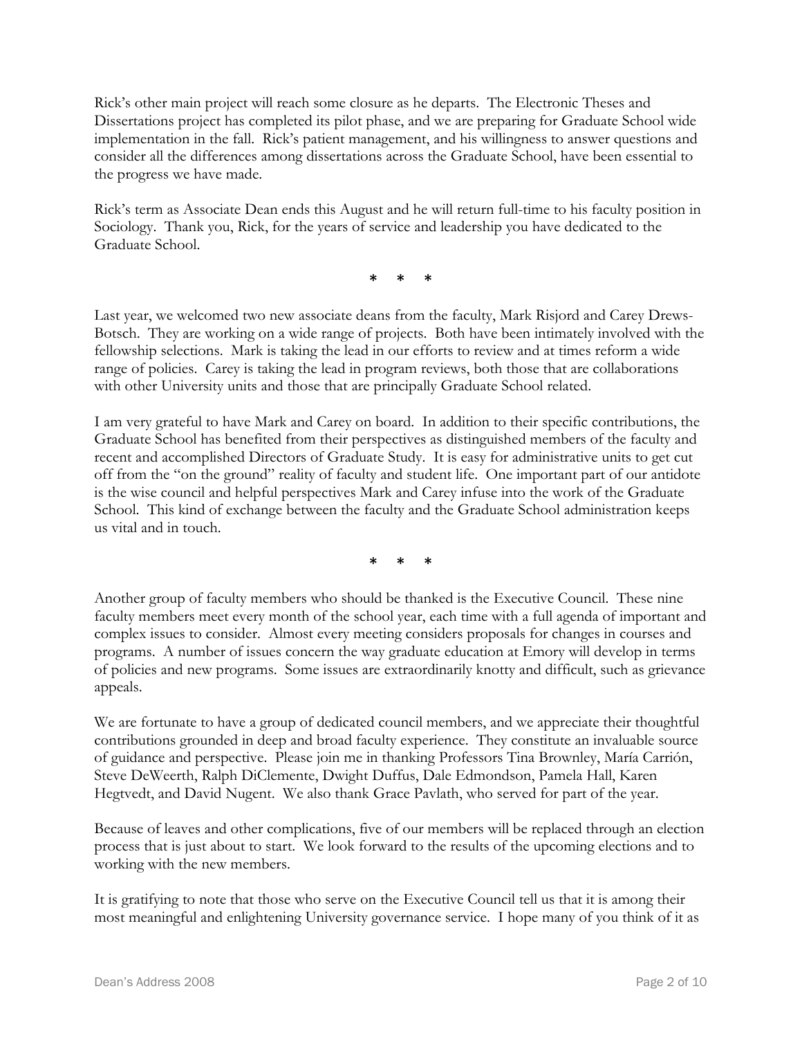Rick's other main project will reach some closure as he departs. The Electronic Theses and Dissertations project has completed its pilot phase, and we are preparing for Graduate School wide implementation in the fall. Rick's patient management, and his willingness to answer questions and consider all the differences among dissertations across the Graduate School, have been essential to the progress we have made.

Rick's term as Associate Dean ends this August and he will return full-time to his faculty position in Sociology. Thank you, Rick, for the years of service and leadership you have dedicated to the Graduate School.

\* \* \*

Last year, we welcomed two new associate deans from the faculty, Mark Risjord and Carey Drews-Botsch. They are working on a wide range of projects. Both have been intimately involved with the fellowship selections. Mark is taking the lead in our efforts to review and at times reform a wide range of policies. Carey is taking the lead in program reviews, both those that are collaborations with other University units and those that are principally Graduate School related.

I am very grateful to have Mark and Carey on board. In addition to their specific contributions, the Graduate School has benefited from their perspectives as distinguished members of the faculty and recent and accomplished Directors of Graduate Study. It is easy for administrative units to get cut off from the "on the ground" reality of faculty and student life. One important part of our antidote is the wise council and helpful perspectives Mark and Carey infuse into the work of the Graduate School. This kind of exchange between the faculty and the Graduate School administration keeps us vital and in touch.

\* \* \*

Another group of faculty members who should be thanked is the Executive Council. These nine faculty members meet every month of the school year, each time with a full agenda of important and complex issues to consider. Almost every meeting considers proposals for changes in courses and programs. A number of issues concern the way graduate education at Emory will develop in terms of policies and new programs. Some issues are extraordinarily knotty and difficult, such as grievance appeals.

We are fortunate to have a group of dedicated council members, and we appreciate their thoughtful contributions grounded in deep and broad faculty experience. They constitute an invaluable source of guidance and perspective. Please join me in thanking Professors Tina Brownley, María Carrión, Steve DeWeerth, Ralph DiClemente, Dwight Duffus, Dale Edmondson, Pamela Hall, Karen Hegtvedt, and David Nugent. We also thank Grace Pavlath, who served for part of the year.

Because of leaves and other complications, five of our members will be replaced through an election process that is just about to start. We look forward to the results of the upcoming elections and to working with the new members.

It is gratifying to note that those who serve on the Executive Council tell us that it is among their most meaningful and enlightening University governance service. I hope many of you think of it as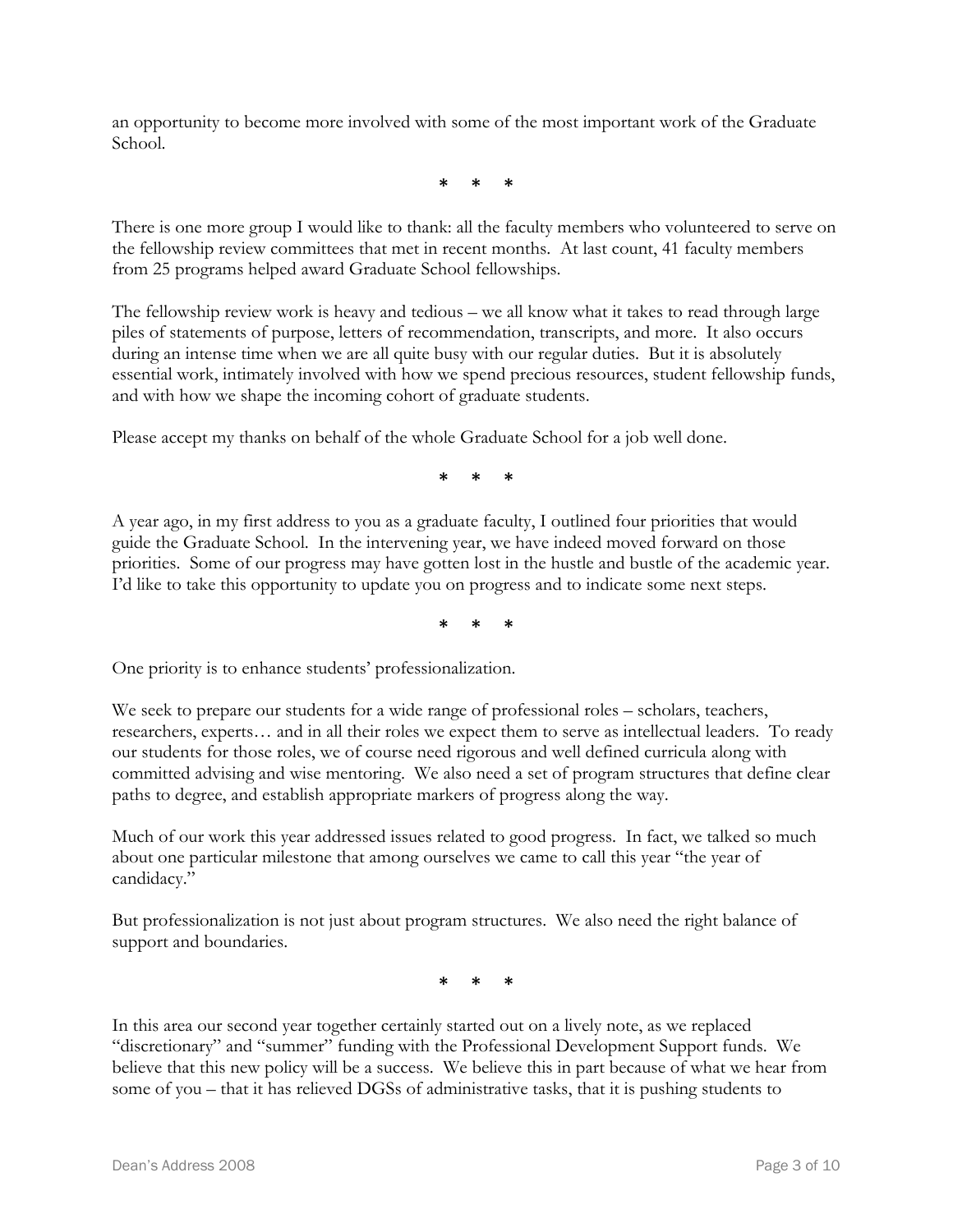an opportunity to become more involved with some of the most important work of the Graduate School.

\*   \*   \*

There is one more group I would like to thank: all the faculty members who volunteered to serve on the fellowship review committees that met in recent months. At last count, 41 faculty members from 25 programs helped award Graduate School fellowships.

The fellowship review work is heavy and tedious – we all know what it takes to read through large piles of statements of purpose, letters of recommendation, transcripts, and more. It also occurs during an intense time when we are all quite busy with our regular duties. But it is absolutely essential work, intimately involved with how we spend precious resources, student fellowship funds, and with how we shape the incoming cohort of graduate students.

Please accept my thanks on behalf of the whole Graduate School for a job well done.

\*   \*   \*

A year ago, in my first address to you as a graduate faculty, I outlined four priorities that would guide the Graduate School. In the intervening year, we have indeed moved forward on those priorities. Some of our progress may have gotten lost in the hustle and bustle of the academic year. I'd like to take this opportunity to update you on progress and to indicate some next steps.

\*   \*   \*

One priority is to enhance students' professionalization.

We seek to prepare our students for a wide range of professional roles – scholars, teachers, researchers, experts… and in all their roles we expect them to serve as intellectual leaders. To ready our students for those roles, we of course need rigorous and well defined curricula along with committed advising and wise mentoring. We also need a set of program structures that define clear paths to degree, and establish appropriate markers of progress along the way.

Much of our work this year addressed issues related to good progress. In fact, we talked so much about one particular milestone that among ourselves we came to call this year "the year of candidacy."

But professionalization is not just about program structures. We also need the right balance of support and boundaries.

\*   \*   \*

In this area our second year together certainly started out on a lively note, as we replaced "discretionary" and "summer" funding with the Professional Development Support funds. We believe that this new policy will be a success. We believe this in part because of what we hear from some of you – that it has relieved DGSs of administrative tasks, that it is pushing students to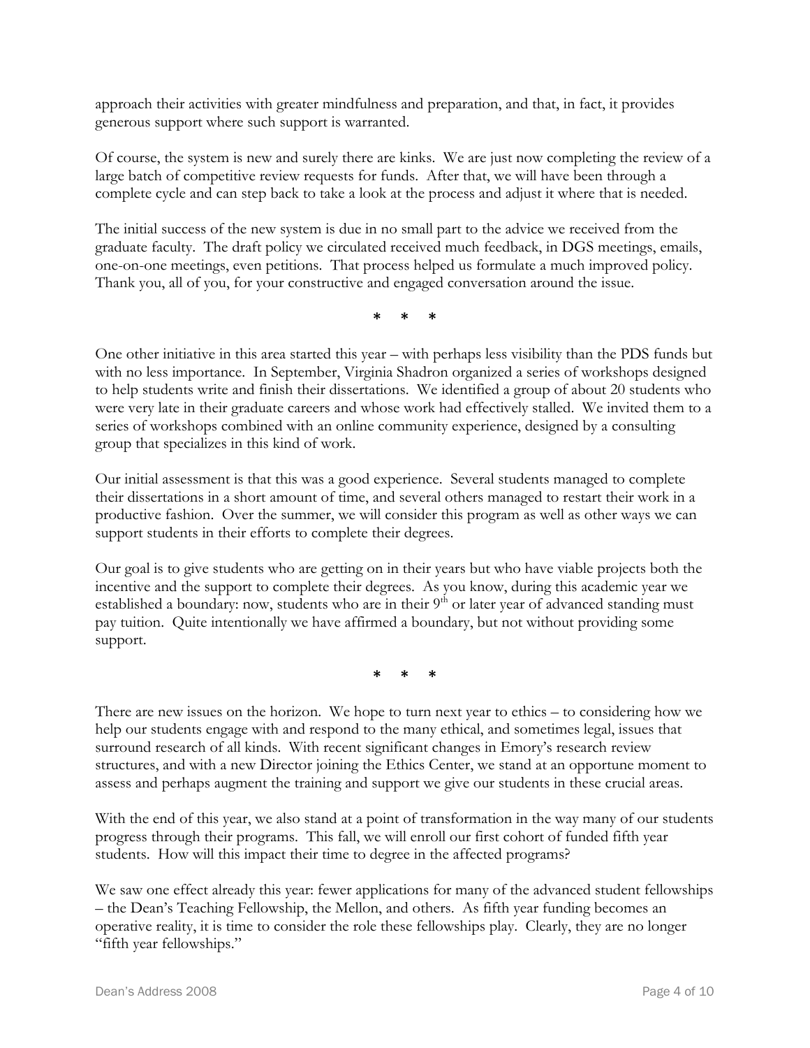approach their activities with greater mindfulness and preparation, and that, in fact, it provides generous support where such support is warranted.

Of course, the system is new and surely there are kinks. We are just now completing the review of a large batch of competitive review requests for funds. After that, we will have been through a complete cycle and can step back to take a look at the process and adjust it where that is needed.

The initial success of the new system is due in no small part to the advice we received from the graduate faculty. The draft policy we circulated received much feedback, in DGS meetings, emails, one-on-one meetings, even petitions. That process helped us formulate a much improved policy. Thank you, all of you, for your constructive and engaged conversation around the issue.

\* \* \*

One other initiative in this area started this year – with perhaps less visibility than the PDS funds but with no less importance. In September, Virginia Shadron organized a series of workshops designed to help students write and finish their dissertations. We identified a group of about 20 students who were very late in their graduate careers and whose work had effectively stalled. We invited them to a series of workshops combined with an online community experience, designed by a consulting group that specializes in this kind of work.

Our initial assessment is that this was a good experience. Several students managed to complete their dissertations in a short amount of time, and several others managed to restart their work in a productive fashion. Over the summer, we will consider this program as well as other ways we can support students in their efforts to complete their degrees.

Our goal is to give students who are getting on in their years but who have viable projects both the incentive and the support to complete their degrees. As you know, during this academic year we established a boundary: now, students who are in their 9th or later year of advanced standing must pay tuition. Quite intentionally we have affirmed a boundary, but not without providing some support.

\* \* \*

There are new issues on the horizon. We hope to turn next year to ethics – to considering how we help our students engage with and respond to the many ethical, and sometimes legal, issues that surround research of all kinds. With recent significant changes in Emory's research review structures, and with a new Director joining the Ethics Center, we stand at an opportune moment to assess and perhaps augment the training and support we give our students in these crucial areas.

With the end of this year, we also stand at a point of transformation in the way many of our students progress through their programs. This fall, we will enroll our first cohort of funded fifth year students. How will this impact their time to degree in the affected programs?

We saw one effect already this year: fewer applications for many of the advanced student fellowships – the Dean's Teaching Fellowship, the Mellon, and others. As fifth year funding becomes an operative reality, it is time to consider the role these fellowships play. Clearly, they are no longer "fifth year fellowships."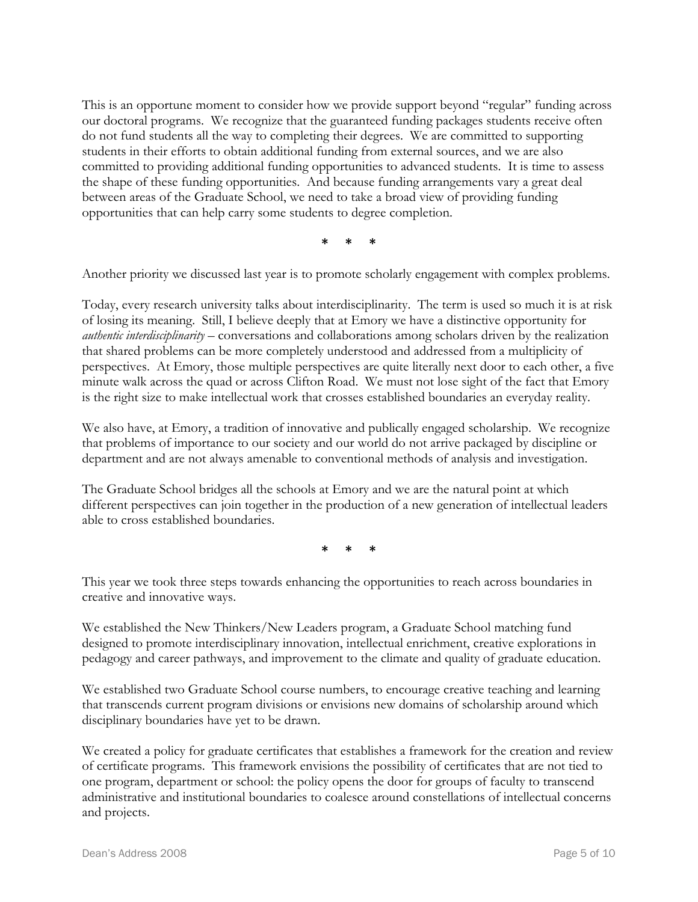This is an opportune moment to consider how we provide support beyond "regular" funding across our doctoral programs. We recognize that the guaranteed funding packages students receive often do not fund students all the way to completing their degrees. We are committed to supporting students in their efforts to obtain additional funding from external sources, and we are also committed to providing additional funding opportunities to advanced students. It is time to assess the shape of these funding opportunities. And because funding arrangements vary a great deal between areas of the Graduate School, we need to take a broad view of providing funding opportunities that can help carry some students to degree completion.

\*   \*   \*

Another priority we discussed last year is to promote scholarly engagement with complex problems.

Today, every research university talks about interdisciplinarity. The term is used so much it is at risk of losing its meaning. Still, I believe deeply that at Emory we have a distinctive opportunity for *authentic interdisciplinarity* – conversations and collaborations among scholars driven by the realization that shared problems can be more completely understood and addressed from a multiplicity of perspectives. At Emory, those multiple perspectives are quite literally next door to each other, a five minute walk across the quad or across Clifton Road. We must not lose sight of the fact that Emory is the right size to make intellectual work that crosses established boundaries an everyday reality.

We also have, at Emory, a tradition of innovative and publically engaged scholarship. We recognize that problems of importance to our society and our world do not arrive packaged by discipline or department and are not always amenable to conventional methods of analysis and investigation.

The Graduate School bridges all the schools at Emory and we are the natural point at which different perspectives can join together in the production of a new generation of intellectual leaders able to cross established boundaries.

\*   \*   \*

This year we took three steps towards enhancing the opportunities to reach across boundaries in creative and innovative ways.

We established the New Thinkers/New Leaders program, a Graduate School matching fund designed to promote interdisciplinary innovation, intellectual enrichment, creative explorations in pedagogy and career pathways, and improvement to the climate and quality of graduate education.

We established two Graduate School course numbers, to encourage creative teaching and learning that transcends current program divisions or envisions new domains of scholarship around which disciplinary boundaries have yet to be drawn.

We created a policy for graduate certificates that establishes a framework for the creation and review of certificate programs. This framework envisions the possibility of certificates that are not tied to one program, department or school: the policy opens the door for groups of faculty to transcend administrative and institutional boundaries to coalesce around constellations of intellectual concerns and projects.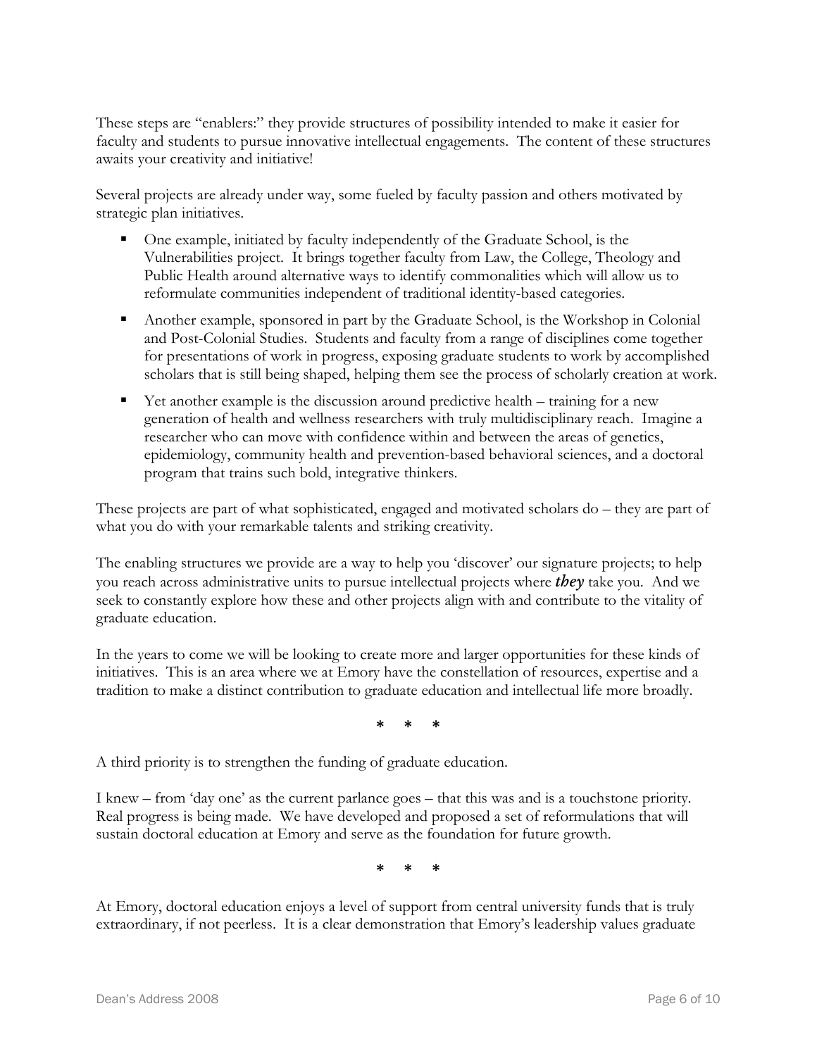These steps are "enablers:" they provide structures of possibility intended to make it easier for faculty and students to pursue innovative intellectual engagements. The content of these structures awaits your creativity and initiative!

Several projects are already under way, some fueled by faculty passion and others motivated by strategic plan initiatives.

- One example, initiated by faculty independently of the Graduate School, is the Vulnerabilities project. It brings together faculty from Law, the College, Theology and Public Health around alternative ways to identify commonalities which will allow us to reformulate communities independent of traditional identity-based categories.
- Another example, sponsored in part by the Graduate School, is the Workshop in Colonial and Post-Colonial Studies. Students and faculty from a range of disciplines come together for presentations of work in progress, exposing graduate students to work by accomplished scholars that is still being shaped, helping them see the process of scholarly creation at work.
- Yet another example is the discussion around predictive health – training for a new generation of health and wellness researchers with truly multidisciplinary reach. Imagine a researcher who can move with confidence within and between the areas of genetics, epidemiology, community health and prevention-based behavioral sciences, and a doctoral program that trains such bold, integrative thinkers.

These projects are part of what sophisticated, engaged and motivated scholars do – they are part of what you do with your remarkable talents and striking creativity.

The enabling structures we provide are a way to help you 'discover' our signature projects; to help you reach across administrative units to pursue intellectual projects where ***they*** take you. And we seek to constantly explore how these and other projects align with and contribute to the vitality of graduate education.

In the years to come we will be looking to create more and larger opportunities for these kinds of initiatives. This is an area where we at Emory have the constellation of resources, expertise and a tradition to make a distinct contribution to graduate education and intellectual life more broadly.

\* \* \*

A third priority is to strengthen the funding of graduate education.

I knew – from 'day one' as the current parlance goes – that this was and is a touchstone priority. Real progress is being made. We have developed and proposed a set of reformulations that will sustain doctoral education at Emory and serve as the foundation for future growth.

\* \* \*

At Emory, doctoral education enjoys a level of support from central university funds that is truly extraordinary, if not peerless. It is a clear demonstration that Emory's leadership values graduate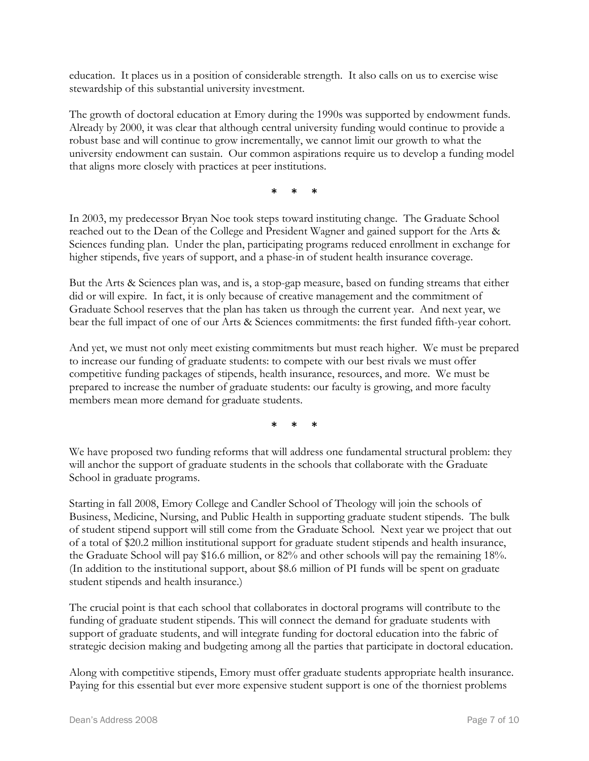education. It places us in a position of considerable strength. It also calls on us to exercise wise stewardship of this substantial university investment.

The growth of doctoral education at Emory during the 1990s was supported by endowment funds. Already by 2000, it was clear that although central university funding would continue to provide a robust base and will continue to grow incrementally, we cannot limit our growth to what the university endowment can sustain. Our common aspirations require us to develop a funding model that aligns more closely with practices at peer institutions.

\* \* \*

In 2003, my predecessor Bryan Noe took steps toward instituting change. The Graduate School reached out to the Dean of the College and President Wagner and gained support for the Arts & Sciences funding plan. Under the plan, participating programs reduced enrollment in exchange for higher stipends, five years of support, and a phase-in of student health insurance coverage.

But the Arts & Sciences plan was, and is, a stop-gap measure, based on funding streams that either did or will expire. In fact, it is only because of creative management and the commitment of Graduate School reserves that the plan has taken us through the current year. And next year, we bear the full impact of one of our Arts & Sciences commitments: the first funded fifth-year cohort.

And yet, we must not only meet existing commitments but must reach higher. We must be prepared to increase our funding of graduate students: to compete with our best rivals we must offer competitive funding packages of stipends, health insurance, resources, and more. We must be prepared to increase the number of graduate students: our faculty is growing, and more faculty members mean more demand for graduate students.

\* \* \*

We have proposed two funding reforms that will address one fundamental structural problem: they will anchor the support of graduate students in the schools that collaborate with the Graduate School in graduate programs.

Starting in fall 2008, Emory College and Candler School of Theology will join the schools of Business, Medicine, Nursing, and Public Health in supporting graduate student stipends. The bulk of student stipend support will still come from the Graduate School. Next year we project that out of a total of $20.2 million institutional support for graduate student stipends and health insurance, the Graduate School will pay $16.6 million, or 82% and other schools will pay the remaining 18%. (In addition to the institutional support, about $8.6 million of PI funds will be spent on graduate student stipends and health insurance.)

The crucial point is that each school that collaborates in doctoral programs will contribute to the funding of graduate student stipends. This will connect the demand for graduate students with support of graduate students, and will integrate funding for doctoral education into the fabric of strategic decision making and budgeting among all the parties that participate in doctoral education.

Along with competitive stipends, Emory must offer graduate students appropriate health insurance. Paying for this essential but ever more expensive student support is one of the thorniest problems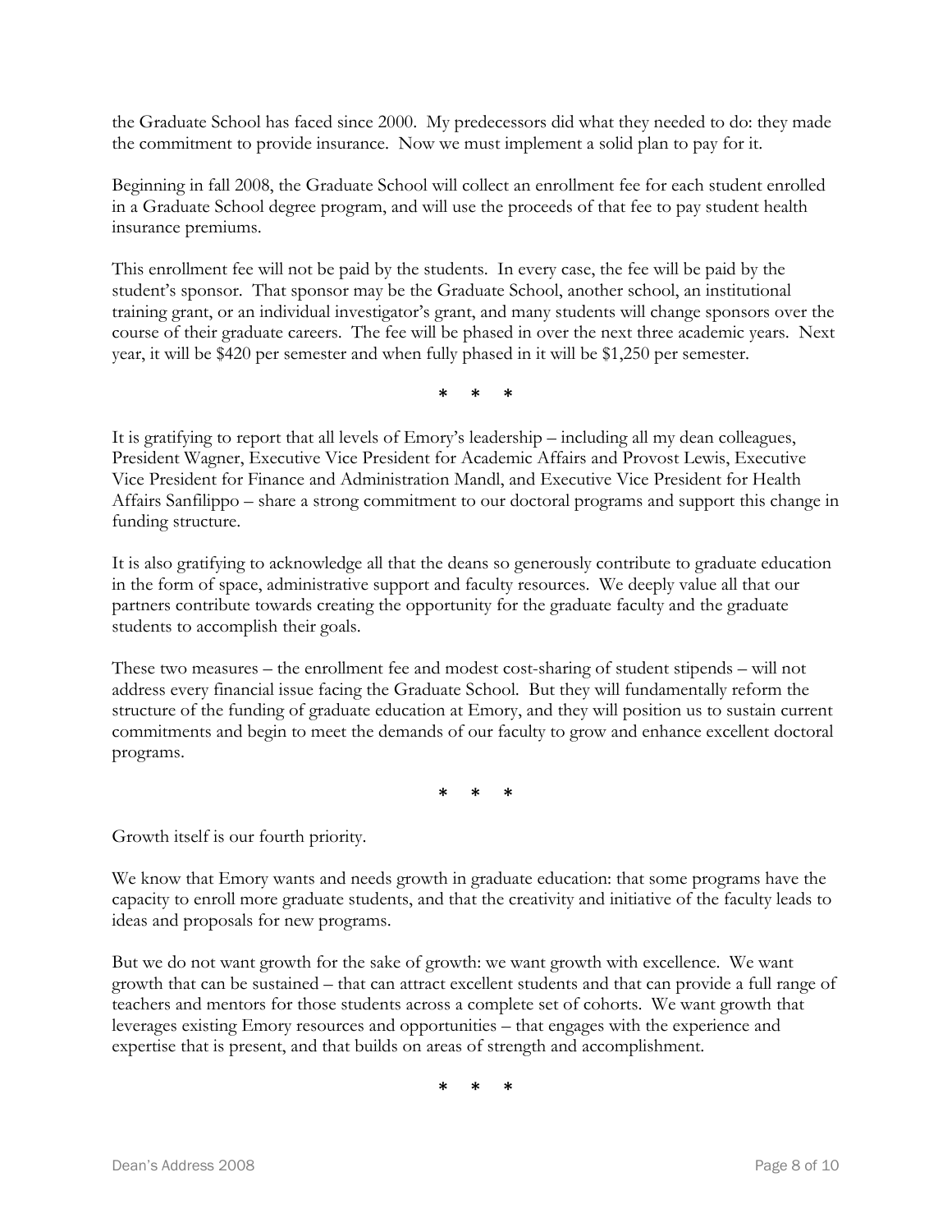the Graduate School has faced since 2000. My predecessors did what they needed to do: they made the commitment to provide insurance. Now we must implement a solid plan to pay for it.

Beginning in fall 2008, the Graduate School will collect an enrollment fee for each student enrolled in a Graduate School degree program, and will use the proceeds of that fee to pay student health insurance premiums.

This enrollment fee will not be paid by the students. In every case, the fee will be paid by the student's sponsor. That sponsor may be the Graduate School, another school, an institutional training grant, or an individual investigator's grant, and many students will change sponsors over the course of their graduate careers. The fee will be phased in over the next three academic years. Next year, it will be $420 per semester and when fully phased in it will be $1,250 per semester.

\* \* \*

It is gratifying to report that all levels of Emory's leadership – including all my dean colleagues, President Wagner, Executive Vice President for Academic Affairs and Provost Lewis, Executive Vice President for Finance and Administration Mandl, and Executive Vice President for Health Affairs Sanfilippo – share a strong commitment to our doctoral programs and support this change in funding structure.

It is also gratifying to acknowledge all that the deans so generously contribute to graduate education in the form of space, administrative support and faculty resources. We deeply value all that our partners contribute towards creating the opportunity for the graduate faculty and the graduate students to accomplish their goals.

These two measures – the enrollment fee and modest cost-sharing of student stipends – will not address every financial issue facing the Graduate School. But they will fundamentally reform the structure of the funding of graduate education at Emory, and they will position us to sustain current commitments and begin to meet the demands of our faculty to grow and enhance excellent doctoral programs.

\* \* \*

Growth itself is our fourth priority.

We know that Emory wants and needs growth in graduate education: that some programs have the capacity to enroll more graduate students, and that the creativity and initiative of the faculty leads to ideas and proposals for new programs.

But we do not want growth for the sake of growth: we want growth with excellence. We want growth that can be sustained – that can attract excellent students and that can provide a full range of teachers and mentors for those students across a complete set of cohorts. We want growth that leverages existing Emory resources and opportunities – that engages with the experience and expertise that is present, and that builds on areas of strength and accomplishment.

\* \* \*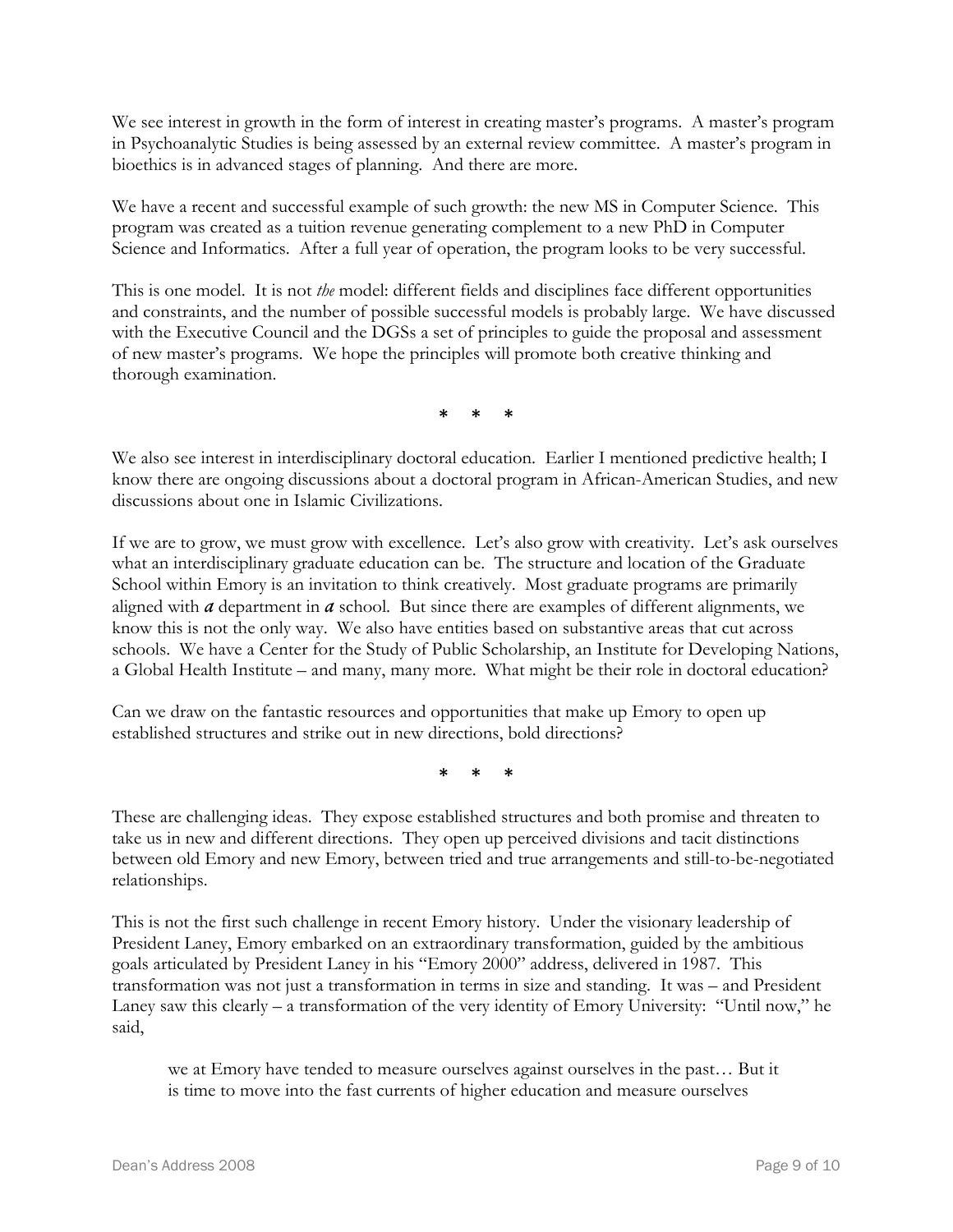We see interest in growth in the form of interest in creating master's programs. A master's program in Psychoanalytic Studies is being assessed by an external review committee. A master's program in bioethics is in advanced stages of planning. And there are more.

We have a recent and successful example of such growth: the new MS in Computer Science. This program was created as a tuition revenue generating complement to a new PhD in Computer Science and Informatics. After a full year of operation, the program looks to be very successful.

This is one model. It is not *the* model: different fields and disciplines face different opportunities and constraints, and the number of possible successful models is probably large. We have discussed with the Executive Council and the DGSs a set of principles to guide the proposal and assessment of new master's programs. We hope the principles will promote both creative thinking and thorough examination.

\* \* \*

We also see interest in interdisciplinary doctoral education. Earlier I mentioned predictive health; I know there are ongoing discussions about a doctoral program in African-American Studies, and new discussions about one in Islamic Civilizations.

If we are to grow, we must grow with excellence. Let's also grow with creativity. Let's ask ourselves what an interdisciplinary graduate education can be. The structure and location of the Graduate School within Emory is an invitation to think creatively. Most graduate programs are primarily aligned with ***a*** department in ***a*** school. But since there are examples of different alignments, we know this is not the only way. We also have entities based on substantive areas that cut across schools. We have a Center for the Study of Public Scholarship, an Institute for Developing Nations, a Global Health Institute – and many, many more. What might be their role in doctoral education?

Can we draw on the fantastic resources and opportunities that make up Emory to open up established structures and strike out in new directions, bold directions?

\* \* \*

These are challenging ideas. They expose established structures and both promise and threaten to take us in new and different directions. They open up perceived divisions and tacit distinctions between old Emory and new Emory, between tried and true arrangements and still-to-be-negotiated relationships.

This is not the first such challenge in recent Emory history. Under the visionary leadership of President Laney, Emory embarked on an extraordinary transformation, guided by the ambitious goals articulated by President Laney in his "Emory 2000" address, delivered in 1987. This transformation was not just a transformation in terms in size and standing. It was – and President Laney saw this clearly – a transformation of the very identity of Emory University: "Until now," he said,

> we at Emory have tended to measure ourselves against ourselves in the past… But it is time to move into the fast currents of higher education and measure ourselves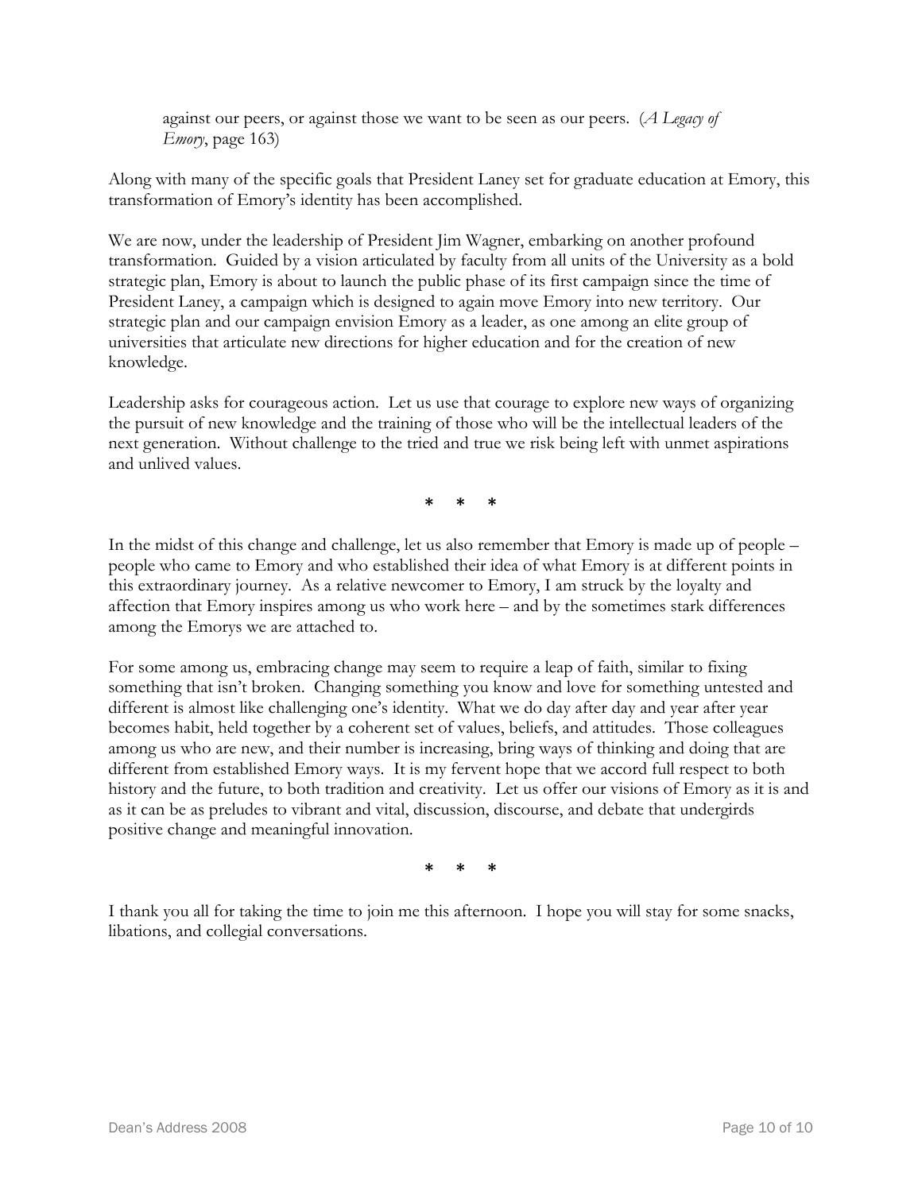against our peers, or against those we want to be seen as our peers. (*A Legacy of Emory*, page 163)

Along with many of the specific goals that President Laney set for graduate education at Emory, this transformation of Emory's identity has been accomplished.

We are now, under the leadership of President Jim Wagner, embarking on another profound transformation. Guided by a vision articulated by faculty from all units of the University as a bold strategic plan, Emory is about to launch the public phase of its first campaign since the time of President Laney, a campaign which is designed to again move Emory into new territory. Our strategic plan and our campaign envision Emory as a leader, as one among an elite group of universities that articulate new directions for higher education and for the creation of new knowledge.

Leadership asks for courageous action. Let us use that courage to explore new ways of organizing the pursuit of new knowledge and the training of those who will be the intellectual leaders of the next generation. Without challenge to the tried and true we risk being left with unmet aspirations and unlived values.

\* \* \*

In the midst of this change and challenge, let us also remember that Emory is made up of people – people who came to Emory and who established their idea of what Emory is at different points in this extraordinary journey. As a relative newcomer to Emory, I am struck by the loyalty and affection that Emory inspires among us who work here – and by the sometimes stark differences among the Emorys we are attached to.

For some among us, embracing change may seem to require a leap of faith, similar to fixing something that isn't broken. Changing something you know and love for something untested and different is almost like challenging one's identity. What we do day after day and year after year becomes habit, held together by a coherent set of values, beliefs, and attitudes. Those colleagues among us who are new, and their number is increasing, bring ways of thinking and doing that are different from established Emory ways. It is my fervent hope that we accord full respect to both history and the future, to both tradition and creativity. Let us offer our visions of Emory as it is and as it can be as preludes to vibrant and vital, discussion, discourse, and debate that undergirds positive change and meaningful innovation.

\* \* \*

I thank you all for taking the time to join me this afternoon. I hope you will stay for some snacks, libations, and collegial conversations.